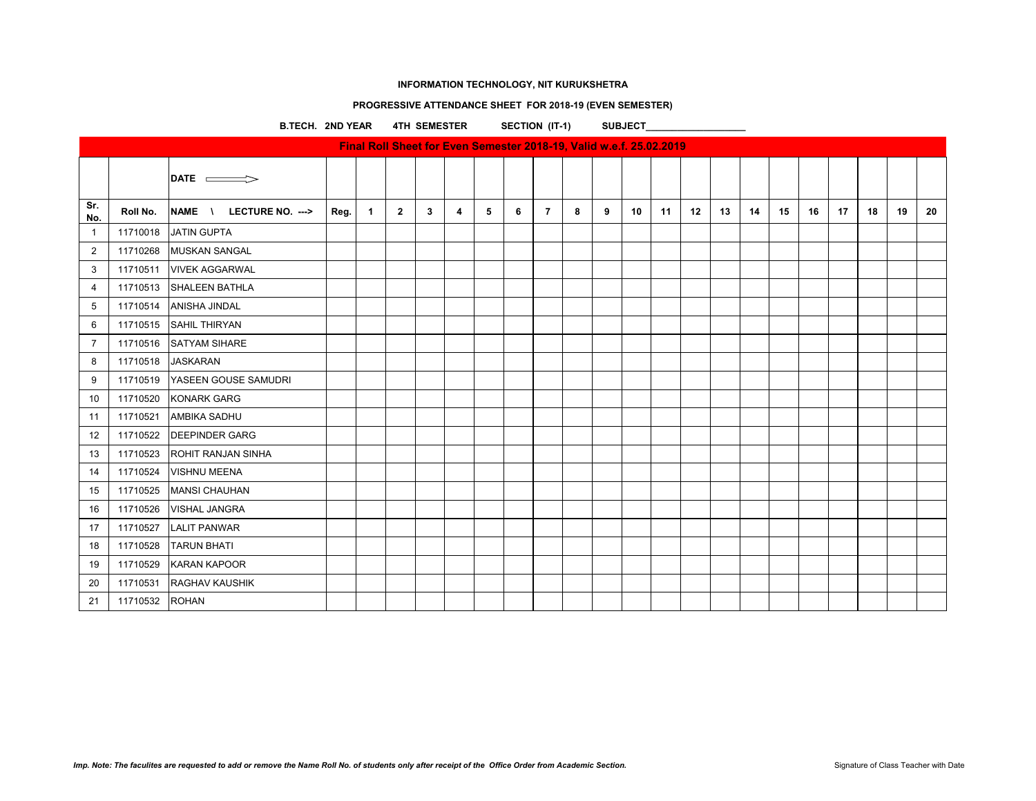**INFORMATION TECHNOLOGY, NIT KURUKSHETRA**

**PROGRESSIVE ATTENDANCE SHEET FOR 2018-19 (EVEN SEMESTER)**

**B.TECH. 2ND YEAR 4TH SEMESTER SECTION (IT-1) SUBJECT___________________**

**Final Roll Sheet for Even Semester 2018-19, Valid w.e.f. 25.02.2019**

| | | DATE ⟹ | | | | | | | | | | | | | | | | | | | | | |
|---|---|---|---|---|---|---|---|---|---|---|---|---|---|---|---|---|---|---|---|---|---|---|---|
| **Sr. No.** | **Roll No.** | **NAME \ LECTURE NO. --->** | **Reg.** | **1** | **2** | **3** | **4** | **5** | **6** | **7** | **8** | **9** | **10** | **11** | **12** | **13** | **14** | **15** | **16** | **17** | **18** | **19** | **20** |
| 1 | 11710018 | JATIN GUPTA | | | | | | | | | | | | | | | | | | | | | |
| 2 | 11710268 | MUSKAN SANGAL | | | | | | | | | | | | | | | | | | | | | |
| 3 | 11710511 | VIVEK AGGARWAL | | | | | | | | | | | | | | | | | | | | | |
| 4 | 11710513 | SHALEEN BATHLA | | | | | | | | | | | | | | | | | | | | | |
| 5 | 11710514 | ANISHA JINDAL | | | | | | | | | | | | | | | | | | | | | |
| 6 | 11710515 | SAHIL THIRYAN | | | | | | | | | | | | | | | | | | | | | |
| 7 | 11710516 | SATYAM SIHARE | | | | | | | | | | | | | | | | | | | | | |
| 8 | 11710518 | JASKARAN | | | | | | | | | | | | | | | | | | | | | |
| 9 | 11710519 | YASEEN GOUSE SAMUDRI | | | | | | | | | | | | | | | | | | | | | |
| 10 | 11710520 | KONARK GARG | | | | | | | | | | | | | | | | | | | | | |
| 11 | 11710521 | AMBIKA SADHU | | | | | | | | | | | | | | | | | | | | | |
| 12 | 11710522 | DEEPINDER GARG | | | | | | | | | | | | | | | | | | | | | |
| 13 | 11710523 | ROHIT RANJAN SINHA | | | | | | | | | | | | | | | | | | | | | |
| 14 | 11710524 | VISHNU MEENA | | | | | | | | | | | | | | | | | | | | | |
| 15 | 11710525 | MANSI CHAUHAN | | | | | | | | | | | | | | | | | | | | | |
| 16 | 11710526 | VISHAL JANGRA | | | | | | | | | | | | | | | | | | | | | |
| 17 | 11710527 | LALIT PANWAR | | | | | | | | | | | | | | | | | | | | | |
| 18 | 11710528 | TARUN BHATI | | | | | | | | | | | | | | | | | | | | | |
| 19 | 11710529 | KARAN KAPOOR | | | | | | | | | | | | | | | | | | | | | |
| 20 | 11710531 | RAGHAV KAUSHIK | | | | | | | | | | | | | | | | | | | | | |
| 21 | 11710532 | ROHAN | | | | | | | | | | | | | | | | | | | | | |

*Imp. Note: The faculites are requested to add or remove the Name Roll No. of students only after receipt of the Office Order from Academic Section.*

Signature of Class Teacher with Date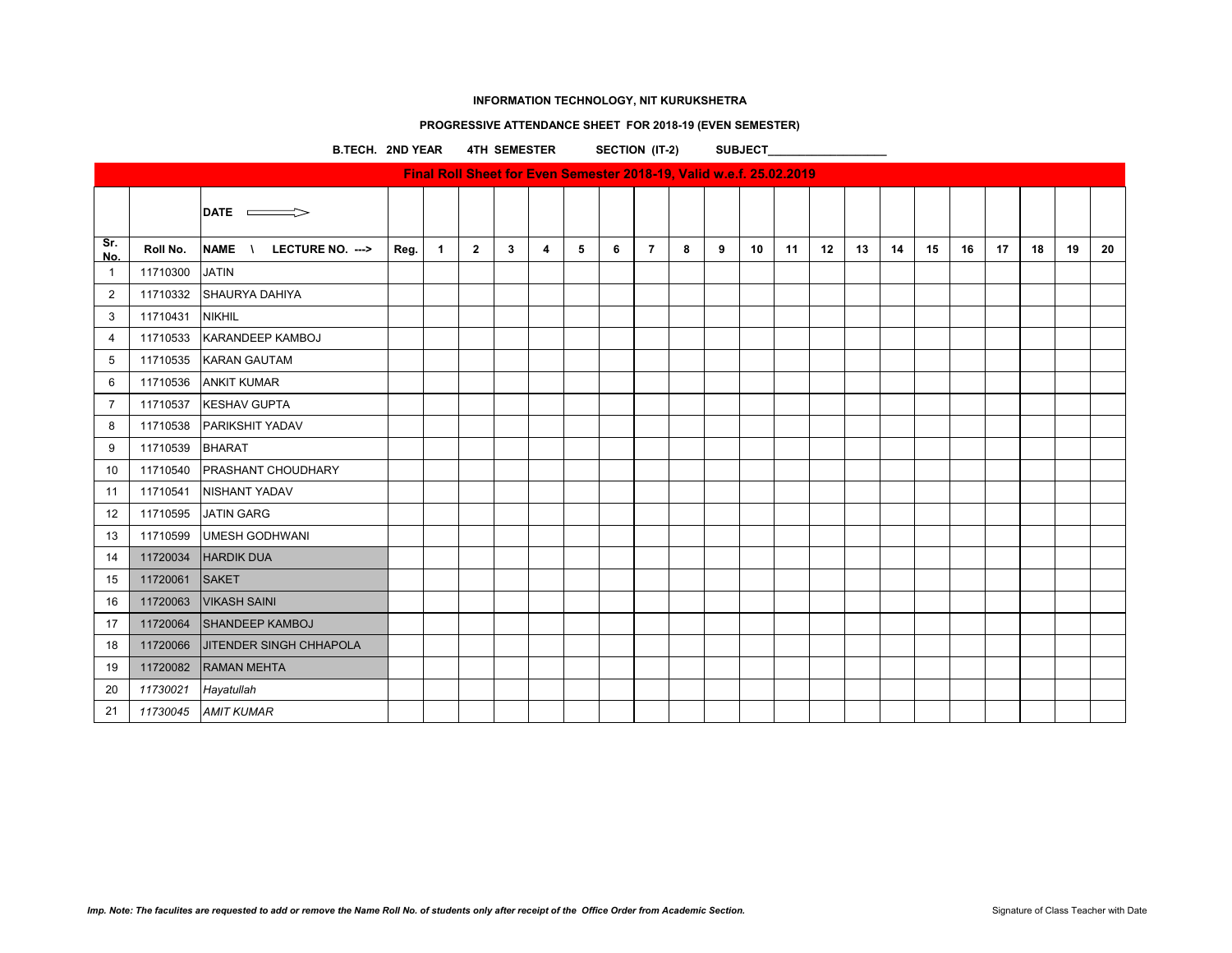**INFORMATION TECHNOLOGY, NIT KURUKSHETRA**

**PROGRESSIVE ATTENDANCE SHEET FOR 2018-19 (EVEN SEMESTER)**

**B.TECH. 2ND YEAR 4TH SEMESTER SECTION (IT-2) SUBJECT___________________**

**Final Roll Sheet for Even Semester 2018-19, Valid w.e.f. 25.02.2019**

| | | DATE ⟹ | | | | | | | | | | | | | | | | | | | | | |
|---|---|---|---|---|---|---|---|---|---|---|---|---|---|---|---|---|---|---|---|---|---|---|---|
| **Sr. No.** | **Roll No.** | **NAME \ LECTURE NO. --->** | **Reg.** | **1** | **2** | **3** | **4** | **5** | **6** | **7** | **8** | **9** | **10** | **11** | **12** | **13** | **14** | **15** | **16** | **17** | **18** | **19** | **20** |
| 1 | 11710300 | JATIN | | | | | | | | | | | | | | | | | | | | | |
| 2 | 11710332 | SHAURYA DAHIYA | | | | | | | | | | | | | | | | | | | | | |
| 3 | 11710431 | NIKHIL | | | | | | | | | | | | | | | | | | | | | |
| 4 | 11710533 | KARANDEEP KAMBOJ | | | | | | | | | | | | | | | | | | | | | |
| 5 | 11710535 | KARAN GAUTAM | | | | | | | | | | | | | | | | | | | | | |
| 6 | 11710536 | ANKIT KUMAR | | | | | | | | | | | | | | | | | | | | | |
| 7 | 11710537 | KESHAV GUPTA | | | | | | | | | | | | | | | | | | | | | |
| 8 | 11710538 | PARIKSHIT YADAV | | | | | | | | | | | | | | | | | | | | | |
| 9 | 11710539 | BHARAT | | | | | | | | | | | | | | | | | | | | | |
| 10 | 11710540 | PRASHANT CHOUDHARY | | | | | | | | | | | | | | | | | | | | | |
| 11 | 11710541 | NISHANT YADAV | | | | | | | | | | | | | | | | | | | | | |
| 12 | 11710595 | JATIN GARG | | | | | | | | | | | | | | | | | | | | | |
| 13 | 11710599 | UMESH GODHWANI | | | | | | | | | | | | | | | | | | | | | |
| 14 | 11720034 | HARDIK DUA | | | | | | | | | | | | | | | | | | | | | |
| 15 | 11720061 | SAKET | | | | | | | | | | | | | | | | | | | | | |
| 16 | 11720063 | VIKASH SAINI | | | | | | | | | | | | | | | | | | | | | |
| 17 | 11720064 | SHANDEEP KAMBOJ | | | | | | | | | | | | | | | | | | | | | |
| 18 | 11720066 | JITENDER SINGH CHHAPOLA | | | | | | | | | | | | | | | | | | | | | |
| 19 | 11720082 | RAMAN MEHTA | | | | | | | | | | | | | | | | | | | | | |
| 20 | *11730021* | *Hayatullah* | | | | | | | | | | | | | | | | | | | | | |
| 21 | *11730045* | *AMIT KUMAR* | | | | | | | | | | | | | | | | | | | | | |

***Imp. Note: The faculites are requested to add or remove the Name Roll No. of students only after receipt of the Office Order from Academic Section.***

Signature of Class Teacher with Date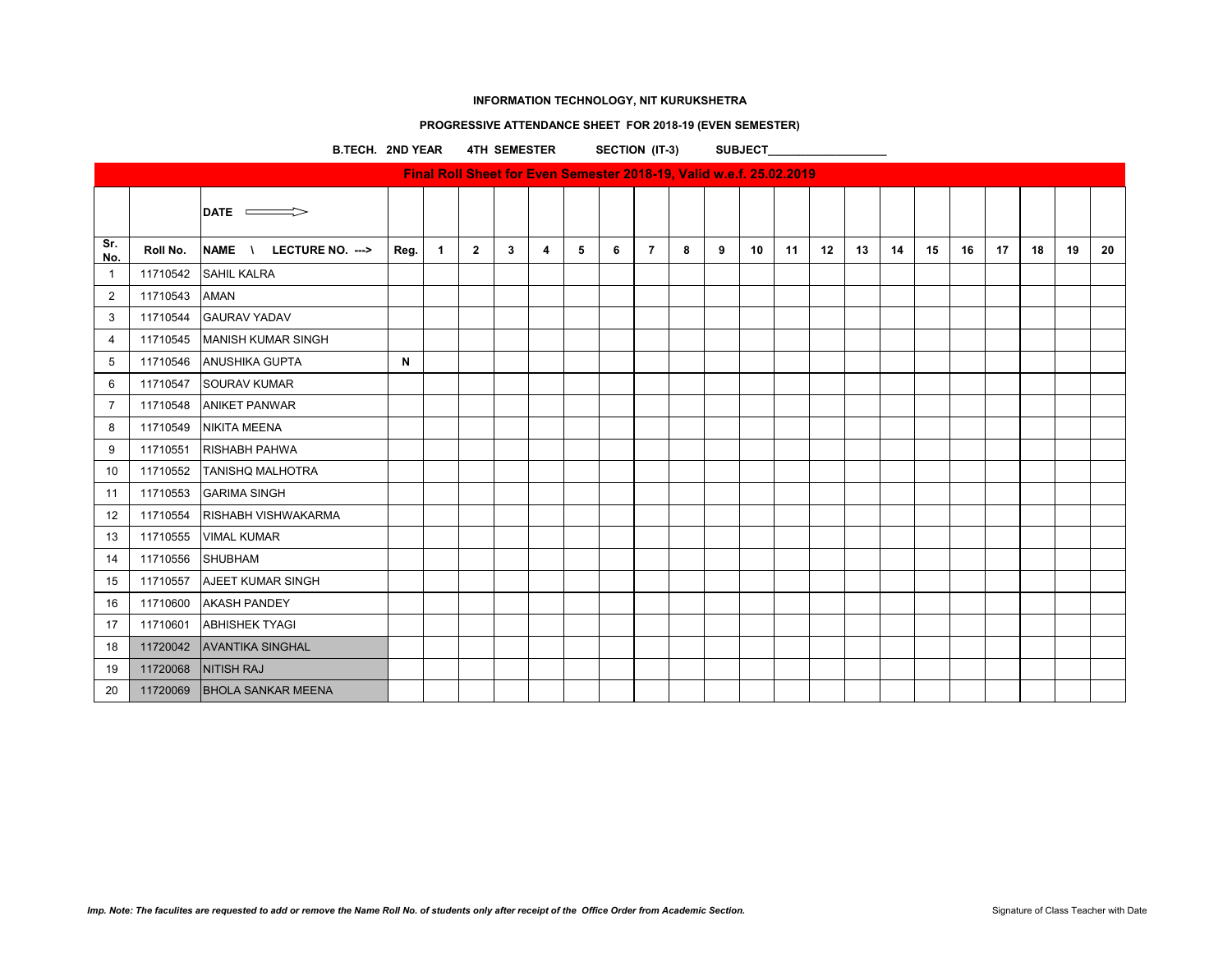**INFORMATION TECHNOLOGY, NIT KURUKSHETRA**

**PROGRESSIVE ATTENDANCE SHEET FOR 2018-19 (EVEN SEMESTER)**

**B.TECH. 2ND YEAR 4TH SEMESTER SECTION (IT-3) SUBJECT___________________**

**Final Roll Sheet for Even Semester 2018-19, Valid w.e.f. 25.02.2019**

| | | DATE ⟹ | | | | | | | | | | | | | | | | | | | | | |
|---|---|---|---|---|---|---|---|---|---|---|---|---|---|---|---|---|---|---|---|---|---|---|---|
| **Sr. No.** | **Roll No.** | **NAME \ LECTURE NO. --->** | **Reg.** | **1** | **2** | **3** | **4** | **5** | **6** | **7** | **8** | **9** | **10** | **11** | **12** | **13** | **14** | **15** | **16** | **17** | **18** | **19** | **20** |
| 1 | 11710542 | SAHIL KALRA | | | | | | | | | | | | | | | | | | | | | |
| 2 | 11710543 | AMAN | | | | | | | | | | | | | | | | | | | | | |
| 3 | 11710544 | GAURAV YADAV | | | | | | | | | | | | | | | | | | | | | |
| 4 | 11710545 | MANISH KUMAR SINGH | | | | | | | | | | | | | | | | | | | | | |
| 5 | 11710546 | ANUSHIKA GUPTA | **N** | | | | | | | | | | | | | | | | | | | | |
| 6 | 11710547 | SOURAV KUMAR | | | | | | | | | | | | | | | | | | | | | |
| 7 | 11710548 | ANIKET PANWAR | | | | | | | | | | | | | | | | | | | | | |
| 8 | 11710549 | NIKITA MEENA | | | | | | | | | | | | | | | | | | | | | |
| 9 | 11710551 | RISHABH PAHWA | | | | | | | | | | | | | | | | | | | | | |
| 10 | 11710552 | TANISHQ MALHOTRA | | | | | | | | | | | | | | | | | | | | | |
| 11 | 11710553 | GARIMA SINGH | | | | | | | | | | | | | | | | | | | | | |
| 12 | 11710554 | RISHABH VISHWAKARMA | | | | | | | | | | | | | | | | | | | | | |
| 13 | 11710555 | VIMAL KUMAR | | | | | | | | | | | | | | | | | | | | | |
| 14 | 11710556 | SHUBHAM | | | | | | | | | | | | | | | | | | | | | |
| 15 | 11710557 | AJEET KUMAR SINGH | | | | | | | | | | | | | | | | | | | | | |
| 16 | 11710600 | AKASH PANDEY | | | | | | | | | | | | | | | | | | | | | |
| 17 | 11710601 | ABHISHEK TYAGI | | | | | | | | | | | | | | | | | | | | | |
| 18 | 11720042 | AVANTIKA SINGHAL | | | | | | | | | | | | | | | | | | | | | |
| 19 | 11720068 | NITISH RAJ | | | | | | | | | | | | | | | | | | | | | |
| 20 | 11720069 | BHOLA SANKAR MEENA | | | | | | | | | | | | | | | | | | | | | |

***Imp. Note: The faculites are requested to add or remove the Name Roll No. of students only after receipt of the Office Order from Academic Section.***

Signature of Class Teacher with Date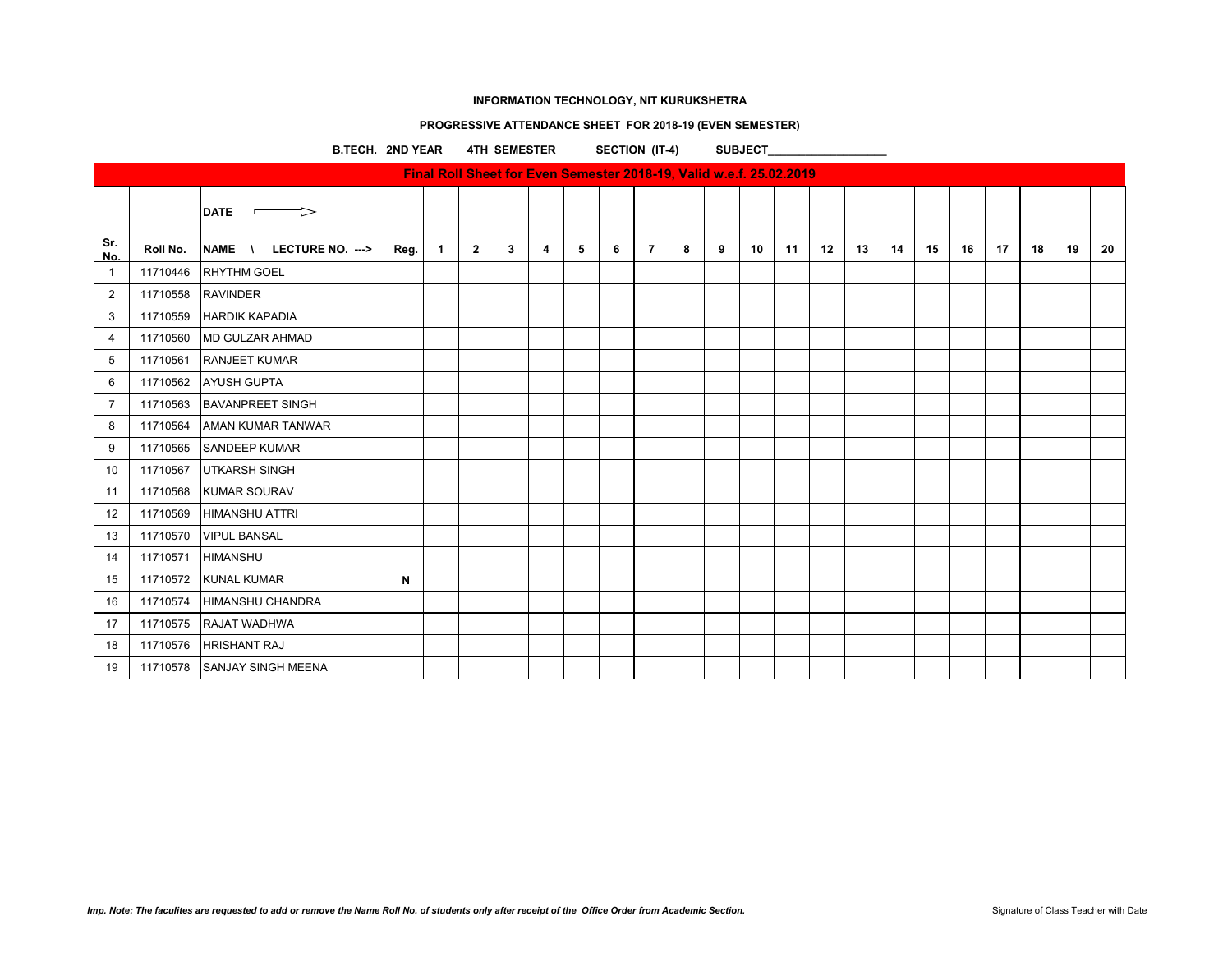**INFORMATION TECHNOLOGY, NIT KURUKSHETRA**

**PROGRESSIVE ATTENDANCE SHEET FOR 2018-19 (EVEN SEMESTER)**

**B.TECH. 2ND YEAR 4TH SEMESTER SECTION (IT-4) SUBJECT___________________**

| Final Roll Sheet for Even Semester 2018-19, Valid w.e.f. 25.02.2019 | | | | | | | | | | | | | | | | | | | | | | | |
|---|---|---|---|---|---|---|---|---|---|---|---|---|---|---|---|---|---|---|---|---|---|---|---|
| | | DATE ⟹ | | | | | | | | | | | | | | | | | | | | | |
| Sr. No. | Roll No. | NAME \ LECTURE NO. ---> | Reg. | 1 | 2 | 3 | 4 | 5 | 6 | 7 | 8 | 9 | 10 | 11 | 12 | 13 | 14 | 15 | 16 | 17 | 18 | 19 | 20 |
| 1 | 11710446 | RHYTHM GOEL | | | | | | | | | | | | | | | | | | | | | |
| 2 | 11710558 | RAVINDER | | | | | | | | | | | | | | | | | | | | | |
| 3 | 11710559 | HARDIK KAPADIA | | | | | | | | | | | | | | | | | | | | | |
| 4 | 11710560 | MD GULZAR AHMAD | | | | | | | | | | | | | | | | | | | | | |
| 5 | 11710561 | RANJEET KUMAR | | | | | | | | | | | | | | | | | | | | | |
| 6 | 11710562 | AYUSH GUPTA | | | | | | | | | | | | | | | | | | | | | |
| 7 | 11710563 | BAVANPREET SINGH | | | | | | | | | | | | | | | | | | | | | |
| 8 | 11710564 | AMAN KUMAR TANWAR | | | | | | | | | | | | | | | | | | | | | |
| 9 | 11710565 | SANDEEP KUMAR | | | | | | | | | | | | | | | | | | | | | |
| 10 | 11710567 | UTKARSH SINGH | | | | | | | | | | | | | | | | | | | | | |
| 11 | 11710568 | KUMAR SOURAV | | | | | | | | | | | | | | | | | | | | | |
| 12 | 11710569 | HIMANSHU ATTRI | | | | | | | | | | | | | | | | | | | | | |
| 13 | 11710570 | VIPUL BANSAL | | | | | | | | | | | | | | | | | | | | | |
| 14 | 11710571 | HIMANSHU | | | | | | | | | | | | | | | | | | | | | |
| 15 | 11710572 | KUNAL KUMAR | N | | | | | | | | | | | | | | | | | | | | |
| 16 | 11710574 | HIMANSHU CHANDRA | | | | | | | | | | | | | | | | | | | | | |
| 17 | 11710575 | RAJAT WADHWA | | | | | | | | | | | | | | | | | | | | | |
| 18 | 11710576 | HRISHANT RAJ | | | | | | | | | | | | | | | | | | | | | |
| 19 | 11710578 | SANJAY SINGH MEENA | | | | | | | | | | | | | | | | | | | | | |

***Imp. Note: The faculites are requested to add or remove the Name Roll No. of students only after receipt of the Office Order from Academic Section.***

Signature of Class Teacher with Date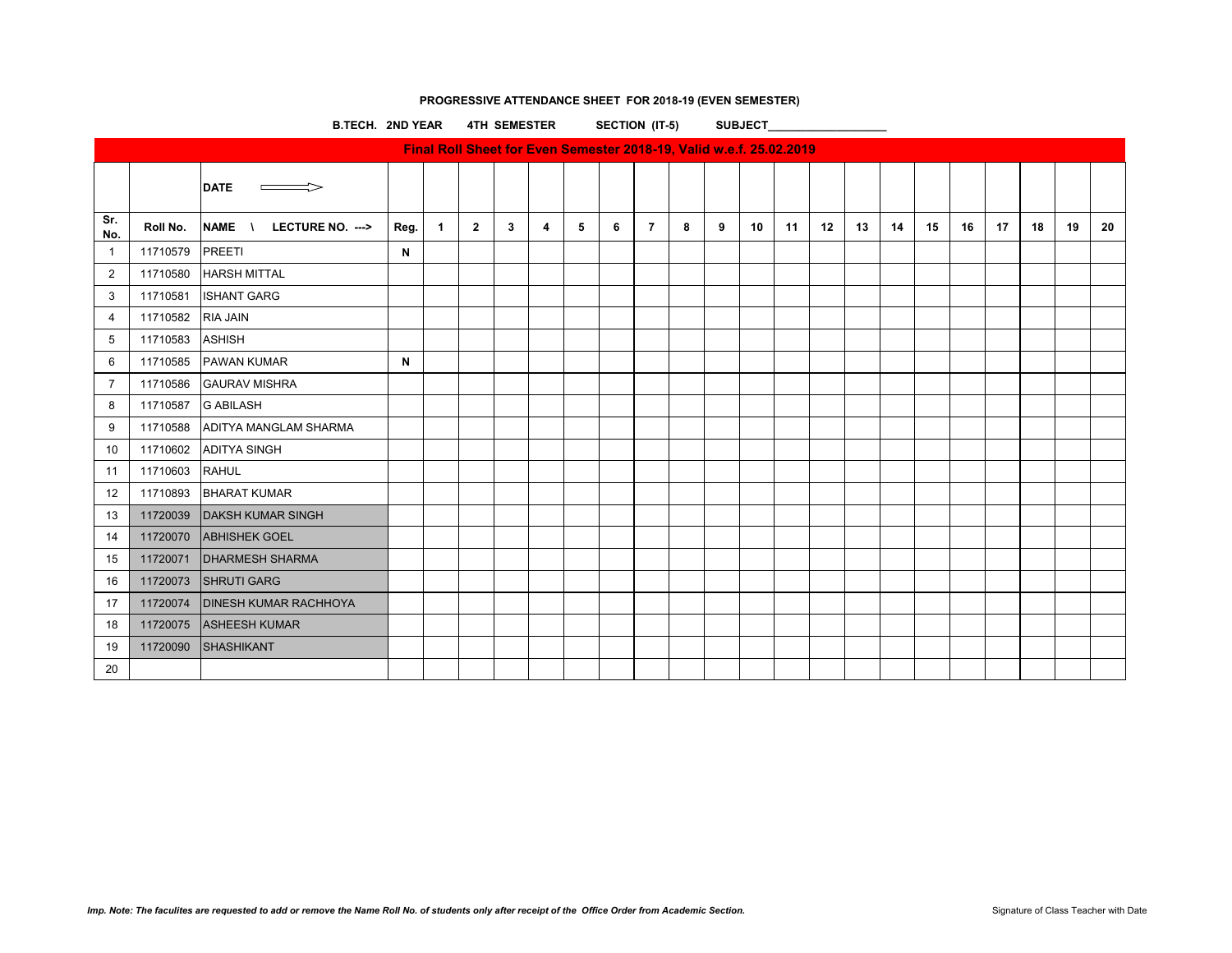**PROGRESSIVE ATTENDANCE SHEET FOR 2018-19 (EVEN SEMESTER)**

**B.TECH. 2ND YEAR 4TH SEMESTER SECTION (IT-5) SUBJECT___________________**

**Final Roll Sheet for Even Semester 2018-19, Valid w.e.f. 25.02.2019**

| | | DATE ⟹ | | | | | | | | | | | | | | | | | | | | | |
|---|---|---|---|---|---|---|---|---|---|---|---|---|---|---|---|---|---|---|---|---|---|---|---|
| **Sr. No.** | **Roll No.** | **NAME \ LECTURE NO. --->** | **Reg.** | **1** | **2** | **3** | **4** | **5** | **6** | **7** | **8** | **9** | **10** | **11** | **12** | **13** | **14** | **15** | **16** | **17** | **18** | **19** | **20** |
| 1 | 11710579 | PREETI | **N** | | | | | | | | | | | | | | | | | | | | |
| 2 | 11710580 | HARSH MITTAL | | | | | | | | | | | | | | | | | | | | | |
| 3 | 11710581 | ISHANT GARG | | | | | | | | | | | | | | | | | | | | | |
| 4 | 11710582 | RIA JAIN | | | | | | | | | | | | | | | | | | | | | |
| 5 | 11710583 | ASHISH | | | | | | | | | | | | | | | | | | | | | |
| 6 | 11710585 | PAWAN KUMAR | **N** | | | | | | | | | | | | | | | | | | | | |
| 7 | 11710586 | GAURAV MISHRA | | | | | | | | | | | | | | | | | | | | | |
| 8 | 11710587 | G ABILASH | | | | | | | | | | | | | | | | | | | | | |
| 9 | 11710588 | ADITYA MANGLAM SHARMA | | | | | | | | | | | | | | | | | | | | | |
| 10 | 11710602 | ADITYA SINGH | | | | | | | | | | | | | | | | | | | | | |
| 11 | 11710603 | RAHUL | | | | | | | | | | | | | | | | | | | | | |
| 12 | 11710893 | BHARAT KUMAR | | | | | | | | | | | | | | | | | | | | | |
| 13 | 11720039 | DAKSH KUMAR SINGH | | | | | | | | | | | | | | | | | | | | | |
| 14 | 11720070 | ABHISHEK GOEL | | | | | | | | | | | | | | | | | | | | | |
| 15 | 11720071 | DHARMESH SHARMA | | | | | | | | | | | | | | | | | | | | | |
| 16 | 11720073 | SHRUTI GARG | | | | | | | | | | | | | | | | | | | | | |
| 17 | 11720074 | DINESH KUMAR RACHHOYA | | | | | | | | | | | | | | | | | | | | | |
| 18 | 11720075 | ASHEESH KUMAR | | | | | | | | | | | | | | | | | | | | | |
| 19 | 11720090 | SHASHIKANT | | | | | | | | | | | | | | | | | | | | | |
| 20 | | | | | | | | | | | | | | | | | | | | | | | |

***Imp. Note: The faculites are requested to add or remove the Name Roll No. of students only after receipt of the Office Order from Academic Section.***

Signature of Class Teacher with Date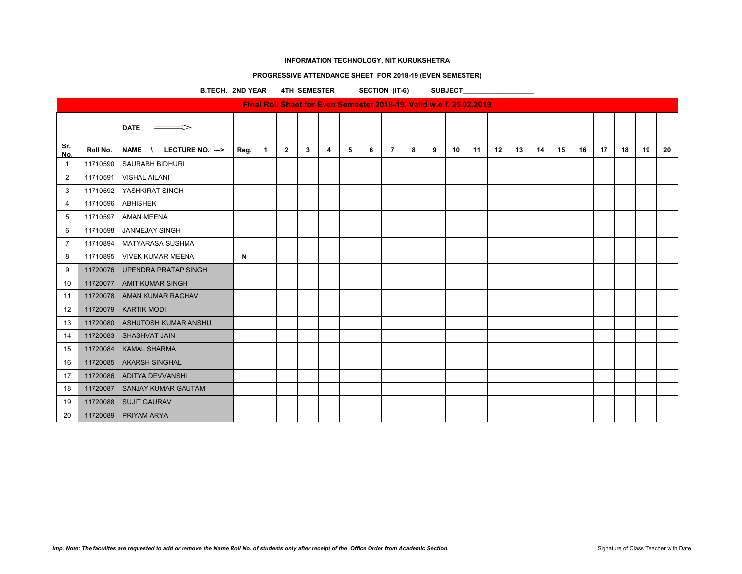**INFORMATION TECHNOLOGY, NIT KURUKSHETRA**

**PROGRESSIVE ATTENDANCE SHEET FOR 2018-19 (EVEN SEMESTER)**

**B.TECH. 2ND YEAR 4TH SEMESTER SECTION (IT-6) SUBJECT___________________**

**Final Roll Sheet for Even Semester 2018-19, Valid w.e.f. 25.02.2019**

| | | DATE ⟹ | | | | | | | | | | | | | | | | | | | | | |
|---|---|---|---|---|---|---|---|---|---|---|---|---|---|---|---|---|---|---|---|---|---|---|---|
| Sr. No. | Roll No. | NAME \ LECTURE NO. ---> | Reg. | 1 | 2 | 3 | 4 | 5 | 6 | 7 | 8 | 9 | 10 | 11 | 12 | 13 | 14 | 15 | 16 | 17 | 18 | 19 | 20 |
| 1 | 11710590 | SAURABH BIDHURI | | | | | | | | | | | | | | | | | | | | | |
| 2 | 11710591 | VISHAL AILANI | | | | | | | | | | | | | | | | | | | | | |
| 3 | 11710592 | YASHKIRAT SINGH | | | | | | | | | | | | | | | | | | | | | |
| 4 | 11710596 | ABHISHEK | | | | | | | | | | | | | | | | | | | | | |
| 5 | 11710597 | AMAN MEENA | | | | | | | | | | | | | | | | | | | | | |
| 6 | 11710598 | JANMEJAY SINGH | | | | | | | | | | | | | | | | | | | | | |
| 7 | 11710894 | MATYARASA SUSHMA | | | | | | | | | | | | | | | | | | | | | |
| 8 | 11710895 | VIVEK KUMAR MEENA | N | | | | | | | | | | | | | | | | | | | | |
| 9 | 11720076 | UPENDRA PRATAP SINGH | | | | | | | | | | | | | | | | | | | | | |
| 10 | 11720077 | AMIT KUMAR SINGH | | | | | | | | | | | | | | | | | | | | | |
| 11 | 11720078 | AMAN KUMAR RAGHAV | | | | | | | | | | | | | | | | | | | | | |
| 12 | 11720079 | KARTIK MODI | | | | | | | | | | | | | | | | | | | | | |
| 13 | 11720080 | ASHUTOSH KUMAR ANSHU | | | | | | | | | | | | | | | | | | | | | |
| 14 | 11720083 | SHASHVAT JAIN | | | | | | | | | | | | | | | | | | | | | |
| 15 | 11720084 | KAMAL SHARMA | | | | | | | | | | | | | | | | | | | | | |
| 16 | 11720085 | AKARSH SINGHAL | | | | | | | | | | | | | | | | | | | | | |
| 17 | 11720086 | ADITYA DEVVANSHI | | | | | | | | | | | | | | | | | | | | | |
| 18 | 11720087 | SANJAY KUMAR GAUTAM | | | | | | | | | | | | | | | | | | | | | |
| 19 | 11720088 | SUJIT GAURAV | | | | | | | | | | | | | | | | | | | | | |
| 20 | 11720089 | PRIYAM ARYA | | | | | | | | | | | | | | | | | | | | | |

***Imp. Note: The faculites are requested to add or remove the Name Roll No. of students only after receipt of the Office Order from Academic Section.***

Signature of Class Teacher with Date